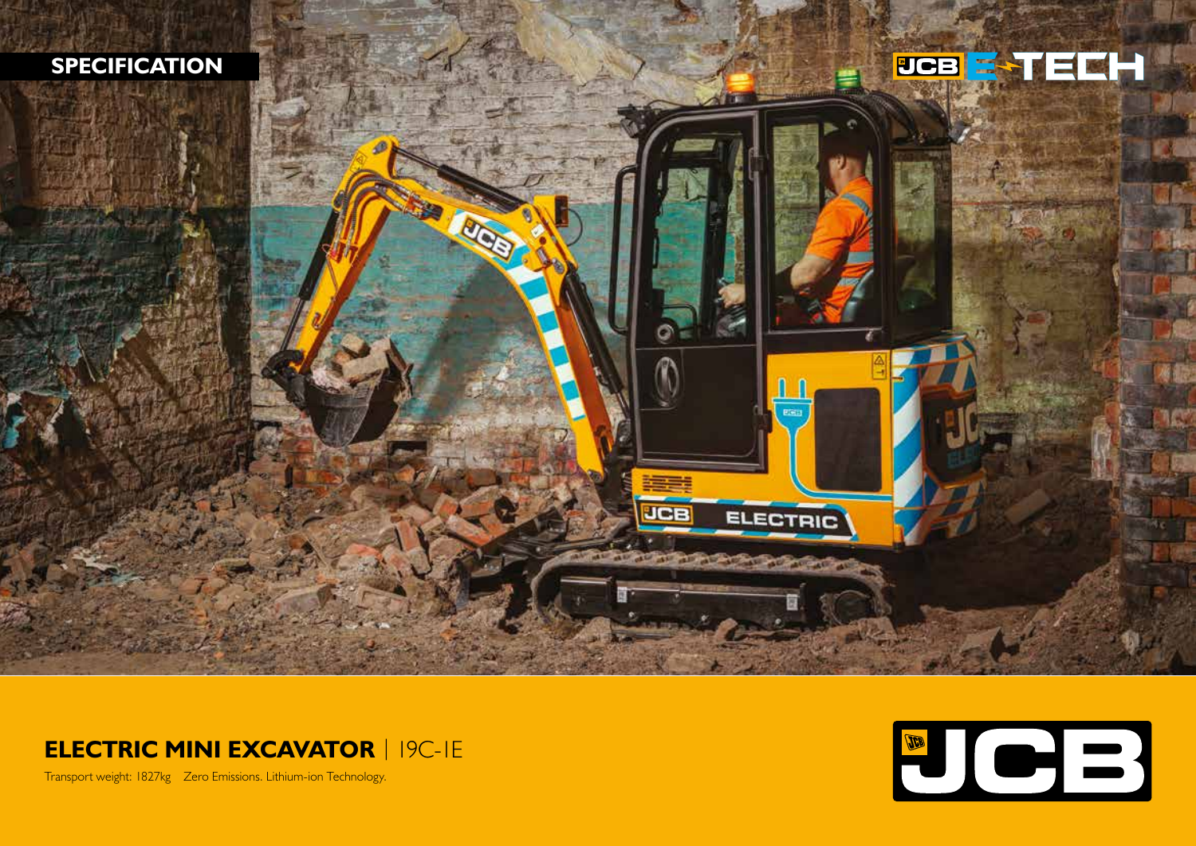SPECIFICATION

# ELECTRIC MINI EXCAVATOR | 19C-1E

Transport weight: 1827kg  Zero Emissions. Lithium-ion Technology.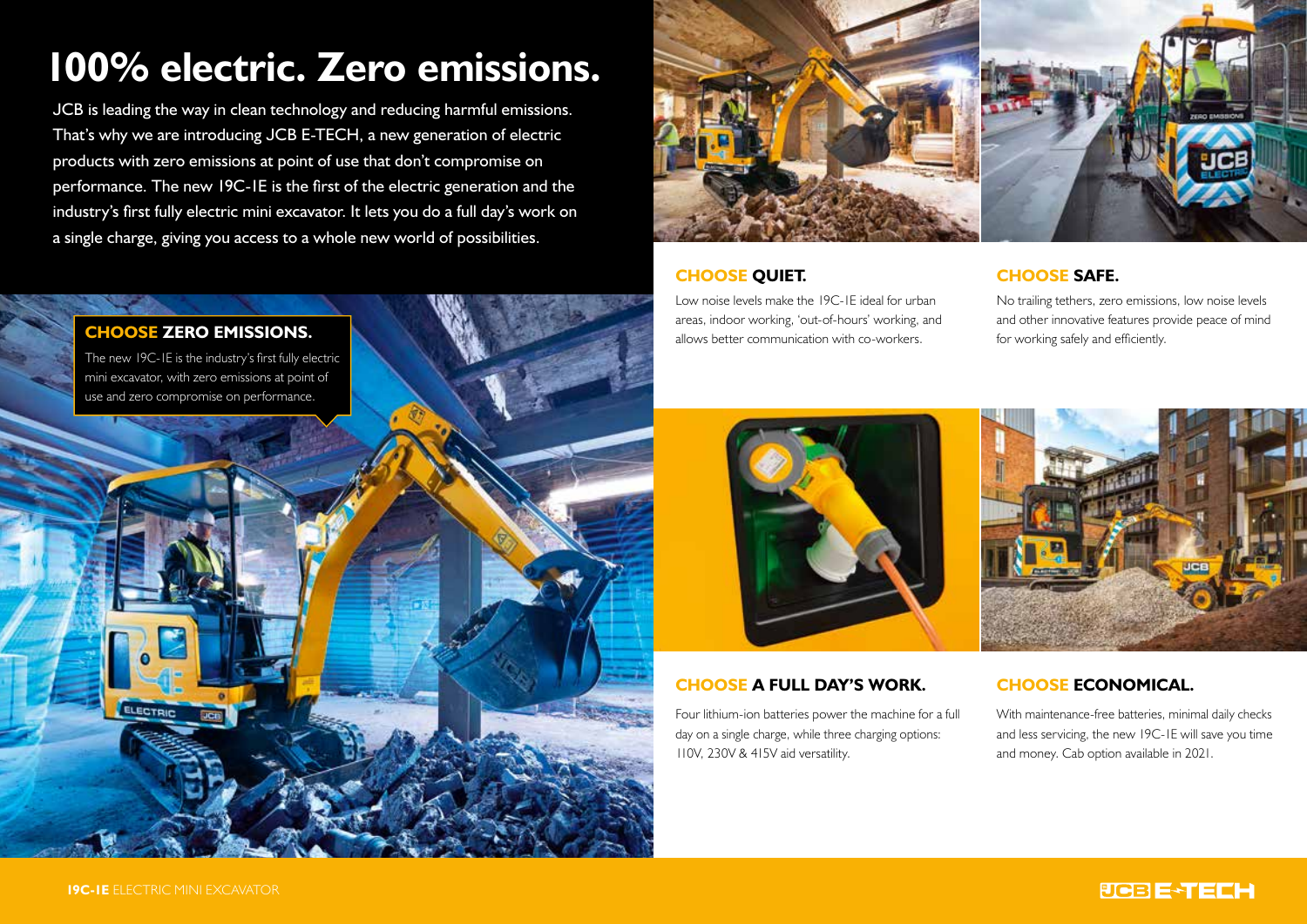# 100% electric. Zero emissions.

JCB is leading the way in clean technology and reducing harmful emissions. That's why we are introducing JCB E-TECH, a new generation of electric products with zero emissions at point of use that don't compromise on performance. The new 19C-1E is the first of the electric generation and the industry's first fully electric mini excavator. It lets you do a full day's work on a single charge, giving you access to a whole new world of possibilities.

### CHOOSE ZERO EMISSIONS.

The new 19C-1E is the industry's first fully electric mini excavator, with zero emissions at point of use and zero compromise on performance.

### CHOOSE QUIET.

Low noise levels make the 19C-1E ideal for urban areas, indoor working, 'out-of-hours' working, and allows better communication with co-workers.

### CHOOSE SAFE.

No trailing tethers, zero emissions, low noise levels and other innovative features provide peace of mind for working safely and efficiently.

### CHOOSE A FULL DAY'S WORK.

Four lithium-ion batteries power the machine for a full day on a single charge, while three charging options: 110V, 230V & 415V aid versatility.

### CHOOSE ECONOMICAL.

With maintenance-free batteries, minimal daily checks and less servicing, the new 19C-1E will save you time and money. Cab option available in 2021.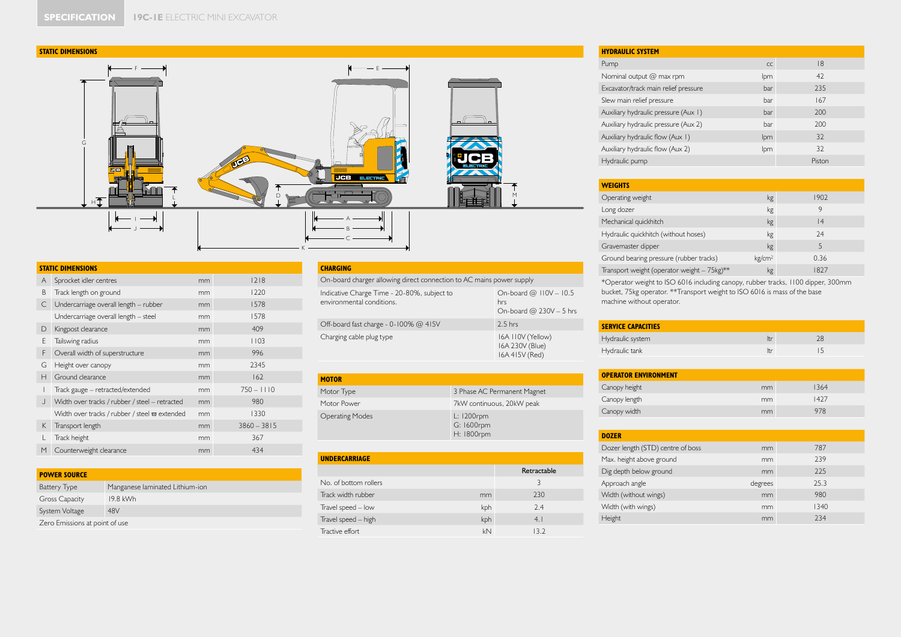**SPECIFICATION** 19C-1E ELECTRIC MINI EXCAVATOR

## STATIC DIMENSIONS

## STATIC DIMENSIONS

| | | | |
|---|---|---|---|
| A | Sprocket idler centres | mm | 1218 |
| B | Track length on ground | mm | 1220 |
| C | Undercarriage overall length – rubber | mm | 1578 |
| | Undercarriage overall length – steel | mm | 1578 |
| D | Kingpost clearance | mm | 409 |
| E | Tailswing radius | mm | 1103 |
| F | Overall width of superstructure | mm | 996 |
| G | Height over canopy | mm | 2345 |
| H | Ground clearance | mm | 162 |
| I | Track gauge – retracted/extended | mm | 750 – 1110 |
| J | Width over tracks / rubber / steel – retracted | mm | 980 |
| | Width over tracks / rubber / steel ϖ extended | mm | 1330 |
| K | Transport length | mm | 3860 – 3815 |
| L | Track height | mm | 367 |
| M | Counterweight clearance | mm | 434 |

## POWER SOURCE

| | |
|---|---|
| Battery Type | Manganese laminated Lithium-ion |
| Gross Capacity | 19.8 kWh |
| System Voltage | 48V |
| Zero Emissions at point of use | |

## CHARGING

| | |
|---|---|
| On-board charger allowing direct connection to AC mains power supply | |
| Indicative Charge Time - 20-80%, subject to environmental conditions. | On-board @ 110V – 10.5 hrs<br>On-board @ 230V – 5 hrs |
| Off-board fast charge - 0-100% @ 415V | 2.5 hrs |
| Charging cable plug type | 16A 110V (Yellow)<br>16A 230V (Blue)<br>16A 415V (Red) |

## MOTOR

| | |
|---|---|
| Motor Type | 3 Phase AC Permanent Magnet |
| Motor Power | 7kW continuous, 20kW peak |
| Operating Modes | L: 1200rpm<br>G: 1600rpm<br>H: 1800rpm |

## UNDERCARRIAGE

| | | Retractable |
|---|---|---|
| No. of bottom rollers | | 3 |
| Track width rubber | mm | 230 |
| Travel speed – low | kph | 2.4 |
| Travel speed – high | kph | 4.1 |
| Tractive effort | kN | 13.2 |

## HYDRAULIC SYSTEM

| | | |
|---|---|---|
| Pump | cc | 18 |
| Nominal output @ max rpm | lpm | 42 |
| Excavator/track main relief pressure | bar | 235 |
| Slew main relief pressure | bar | 167 |
| Auxiliary hydraulic pressure (Aux 1) | bar | 200 |
| Auxiliary hydraulic pressure (Aux 2) | bar | 200 |
| Auxiliary hydraulic flow (Aux 1) | lpm | 32 |
| Auxiliary hydraulic flow (Aux 2) | lpm | 32 |
| Hydraulic pump | | Piston |

## WEIGHTS

| | | |
|---|---|---|
| Operating weight | kg | 1902 |
| Long dozer | kg | 9 |
| Mechanical quickhitch | kg | 14 |
| Hydraulic quickhitch (without hoses) | kg | 24 |
| Gravemaster dipper | kg | 5 |
| Ground bearing pressure (rubber tracks) | kg/cm² | 0.36 |
| Transport weight (operator weight – 75kg)** | kg | 1827 |

*Operator weight to ISO 6016 including canopy, rubber tracks, 1100 dipper, 300mm bucket, 75kg operator. **Transport weight to ISO 6016 is mass of the base machine without operator.

## SERVICE CAPACITIES

| | | |
|---|---|---|
| Hydraulic system | ltr | 28 |
| Hydraulic tank | ltr | 15 |

## OPERATOR ENVIRONMENT

| | | |
|---|---|---|
| Canopy height | mm | 1364 |
| Canopy length | mm | 1427 |
| Canopy width | mm | 978 |

## DOZER

| | | |
|---|---|---|
| Dozer length (STD) centre of boss | mm | 787 |
| Max. height above ground | mm | 239 |
| Dig depth below ground | mm | 225 |
| Approach angle | degrees | 25.3 |
| Width (without wings) | mm | 980 |
| Width (with wings) | mm | 1340 |
| Height | mm | 234 |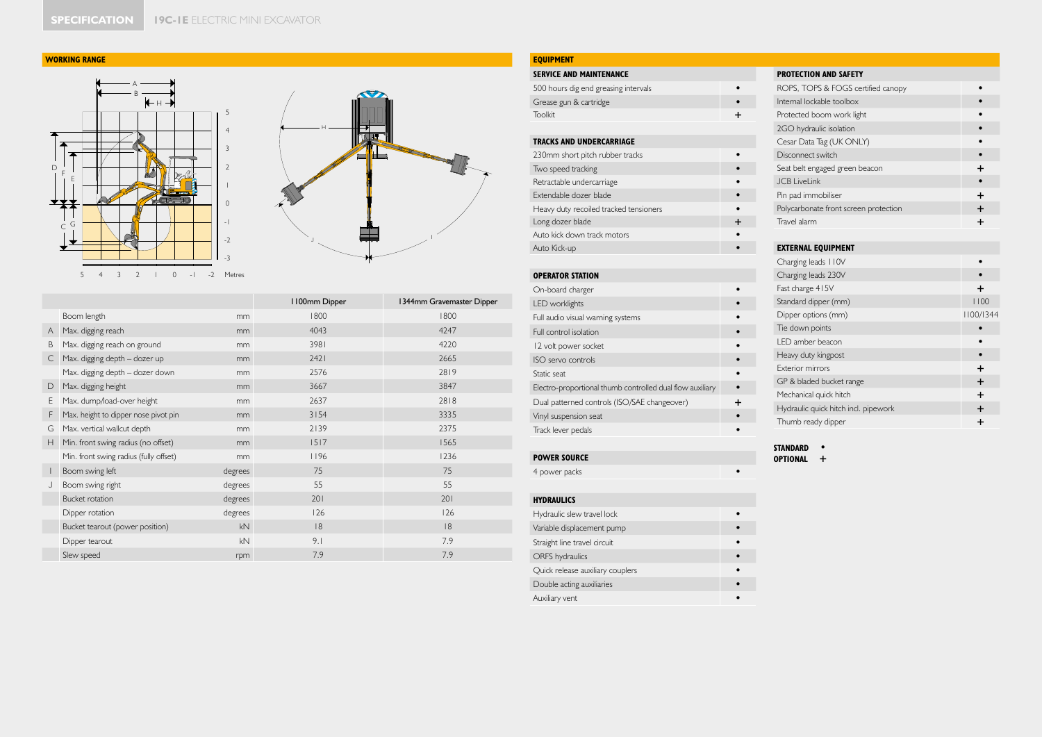## SPECIFICATION 19C-1E ELECTRIC MINI EXCAVATOR

### WORKING RANGE

| | | | 1100mm Dipper | 1344mm Gravemaster Dipper |
|---|---|---|---|---|
| | Boom length | mm | 1800 | 1800 |
| A | Max. digging reach | mm | 4043 | 4247 |
| B | Max. digging reach on ground | mm | 3981 | 4220 |
| C | Max. digging depth – dozer up | mm | 2421 | 2665 |
| | Max. digging depth – dozer down | mm | 2576 | 2819 |
| D | Max. digging height | mm | 3667 | 3847 |
| E | Max. dump/load-over height | mm | 2637 | 2818 |
| F | Max. height to dipper nose pivot pin | mm | 3154 | 3335 |
| G | Max. vertical wallcut depth | mm | 2139 | 2375 |
| H | Min. front swing radius (no offset) | mm | 1517 | 1565 |
| | Min. front swing radius (fully offset) | mm | 1196 | 1236 |
| I | Boom swing left | degrees | 75 | 75 |
| J | Boom swing right | degrees | 55 | 55 |
| | Bucket rotation | degrees | 201 | 201 |
| | Dipper rotation | degrees | 126 | 126 |
| | Bucket tearout (power position) | kN | 18 | 18 |
| | Dipper tearout | kN | 9.1 | 7.9 |
| | Slew speed | rpm | 7.9 | 7.9 |

### EQUIPMENT

| SERVICE AND MAINTENANCE | |
|---|---|
| 500 hours dig end greasing intervals | • |
| Grease gun & cartridge | • |
| Toolkit | + |

| TRACKS AND UNDERCARRIAGE | |
|---|---|
| 230mm short pitch rubber tracks | • |
| Two speed tracking | • |
| Retractable undercarriage | • |
| Extendable dozer blade | • |
| Heavy duty recoiled tracked tensioners | • |
| Long dozer blade | + |
| Auto kick down track motors | • |
| Auto Kick-up | • |

| OPERATOR STATION | |
|---|---|
| On-board charger | • |
| LED worklights | • |
| Full audio visual warning systems | • |
| Full control isolation | • |
| 12 volt power socket | • |
| ISO servo controls | • |
| Static seat | • |
| Electro-proportional thumb controlled dual flow auxiliary | • |
| Dual patterned controls (ISO/SAE changeover) | + |
| Vinyl suspension seat | • |
| Track lever pedals | • |

| POWER SOURCE | |
|---|---|
| 4 power packs | • |

| HYDRAULICS | |
|---|---|
| Hydraulic slew travel lock | • |
| Variable displacement pump | • |
| Straight line travel circuit | • |
| ORFS hydraulics | • |
| Quick release auxiliary couplers | • |
| Double acting auxiliaries | • |
| Auxiliary vent | • |

| PROTECTION AND SAFETY | |
|---|---|
| ROPS, TOPS & FOGS certified canopy | • |
| Internal lockable toolbox | • |
| Protected boom work light | • |
| 2GO hydraulic isolation | • |
| Cesar Data Tag (UK ONLY) | • |
| Disconnect switch | • |
| Seat belt engaged green beacon | + |
| JCB LiveLink | • |
| Pin pad immobiliser | + |
| Polycarbonate front screen protection | + |
| Travel alarm | + |

| EXTERNAL EQUIPMENT | |
|---|---|
| Charging leads 110V | • |
| Charging leads 230V | • |
| Fast charge 415V | + |
| Standard dipper (mm) | 1100 |
| Dipper options (mm) | 1100/1344 |
| Tie down points | • |
| LED amber beacon | • |
| Heavy duty kingpost | • |
| Exterior mirrors | + |
| GP & bladed bucket range | + |
| Mechanical quick hitch | + |
| Hydraulic quick hitch incl. pipework | + |
| Thumb ready dipper | + |

**STANDARD** •
**OPTIONAL** +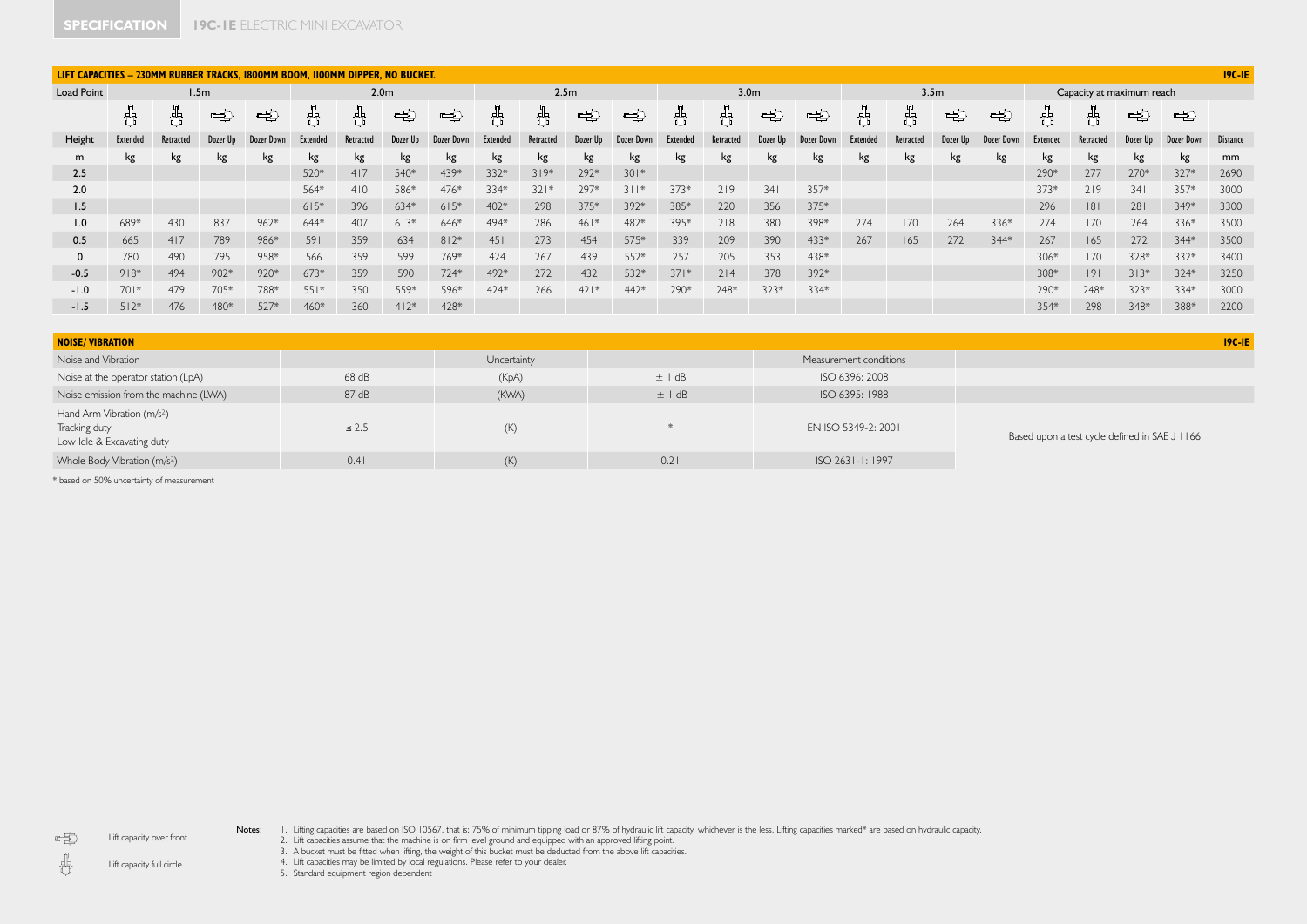**SPECIFICATION** **19C-1E** ELECTRIC MINI EXCAVATOR

## LIFT CAPACITIES – 230MM RUBBER TRACKS, 1800MM BOOM, 1100MM DIPPER, NO BUCKET. 19C-1E

| Load Point | 1.5m | | | | 2.0m | | | | 2.5m | | | | 3.0m | | | | 3.5m | | | | Capacity at maximum reach | | | | |
|---|---|---|---|---|---|---|---|---|---|---|---|---|---|---|---|---|---|---|---|---|---|---|---|---|---|
| Height | Extended | Retracted | Dozer Up | Dozer Down | Extended | Retracted | Dozer Up | Dozer Down | Extended | Retracted | Dozer Up | Dozer Down | Extended | Retracted | Dozer Up | Dozer Down | Extended | Retracted | Dozer Up | Dozer Down | Extended | Retracted | Dozer Up | Dozer Down | Distance |
| m | kg | kg | kg | kg | kg | kg | kg | kg | kg | kg | kg | kg | kg | kg | kg | kg | kg | kg | kg | kg | kg | kg | kg | kg | mm |
| 2.5 | | | | | 520* | 417 | 540* | 439* | 332* | 319* | 292* | 301* | | | | | | | | | 290* | 277 | 270* | 327* | 2690 |
| 2.0 | | | | | 564* | 410 | 586* | 476* | 334* | 321* | 297* | 311* | 373* | 219 | 341 | 357* | | | | | 373* | 219 | 341 | 357* | 3000 |
| 1.5 | | | | | 615* | 396 | 634* | 615* | 402* | 298 | 375* | 392* | 385* | 220 | 356 | 375* | | | | | 296 | 181 | 281 | 349* | 3300 |
| 1.0 | 689* | 430 | 837 | 962* | 644* | 407 | 613* | 646* | 494* | 286 | 461* | 482* | 395* | 218 | 380 | 398* | 274 | 170 | 264 | 336* | 274 | 170 | 264 | 336* | 3500 |
| 0.5 | 665 | 417 | 789 | 986* | 591 | 359 | 634 | 812* | 451 | 273 | 454 | 575* | 339 | 209 | 390 | 433* | 267 | 165 | 272 | 344* | 267 | 165 | 272 | 344* | 3500 |
| 0 | 780 | 490 | 795 | 958* | 566 | 359 | 599 | 769* | 424 | 267 | 439 | 552* | 257 | 205 | 353 | 438* | | | | | 306* | 170 | 328* | 332* | 3400 |
| -0.5 | 918* | 494 | 902* | 920* | 673* | 359 | 590 | 724* | 492* | 272 | 432 | 532* | 371* | 214 | 378 | 392* | | | | | 308* | 191 | 313* | 324* | 3250 |
| -1.0 | 701* | 479 | 705* | 788* | 551* | 350 | 559* | 596* | 424* | 266 | 421* | 442* | 290* | 248* | 323* | 334* | | | | | 290* | 248* | 323* | 334* | 3000 |
| -1.5 | 512* | 476 | 480* | 527* | 460* | 360 | 412* | 428* | | | | | | | | | | | | | 354* | 298 | 348* | 388* | 2200 |

## NOISE/ VIBRATION 19C-1E

| Noise and Vibration | | Uncertainty | | Measurement conditions | |
|---|---|---|---|---|---|
| Noise at the operator station (LpA) | 68 dB | (KpA) | ± 1 dB | ISO 6396: 2008 | |
| Noise emission from the machine (LWA) | 87 dB | (KWA) | ± 1 dB | ISO 6395: 1988 | |
| Hand Arm Vibration ($m/s^2$) Tracking duty Low Idle & Excavating duty | ≤ 2.5 | (K) | * | EN ISO 5349-2: 2001 | Based upon a test cycle defined in SAE J 1166 |
| Whole Body Vibration ($m/s^2$) | 0.41 | (K) | 0.21 | ISO 2631-1: 1997 | |

* based on 50% uncertainty of measurement

Lift capacity over front.

Lift capacity full circle.

Notes:
1. Lifting capacities are based on ISO 10567, that is: 75% of minimum tipping load or 87% of hydraulic lift capacity, whichever is the less. Lifting capacities marked* are based on hydraulic capacity.
2. Lift capacities assume that the machine is on firm level ground and equipped with an approved lifting point.
3. A bucket must be fitted when lifting, the weight of this bucket must be deducted from the above lift capacities.
4. Lift capacities may be limited by local regulations. Please refer to your dealer.
5. Standard equipment region dependent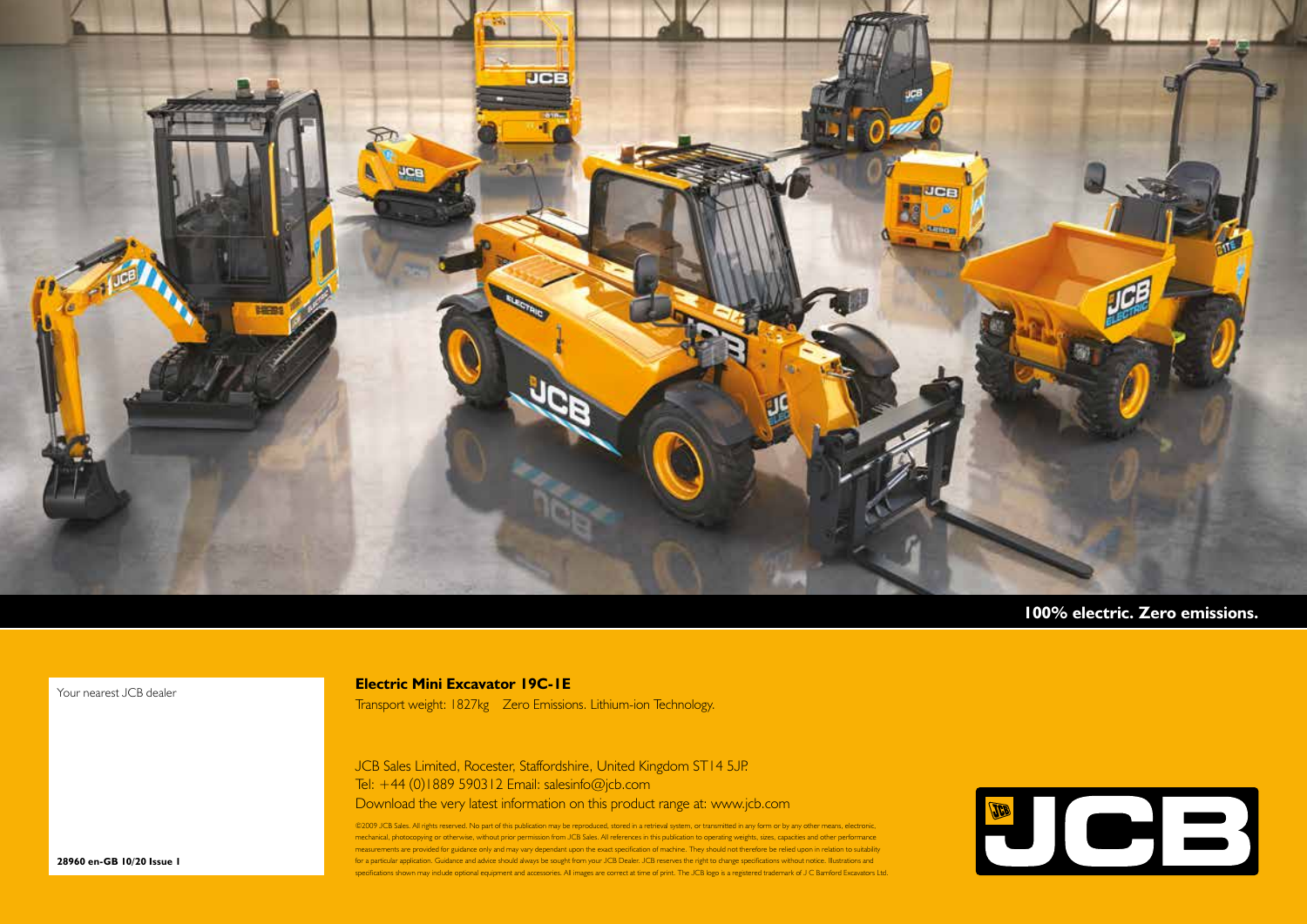**100% electric. Zero emissions.**

Your nearest JCB dealer

**28960 en-GB 10/20 Issue 1**

**Electric Mini Excavator 19C-1E**

Transport weight: 1827kg Zero Emissions. Lithium-ion Technology.

JCB Sales Limited, Rocester, Staffordshire, United Kingdom ST14 5JP.
Tel: +44 (0)1889 590312 Email: salesinfo@jcb.com
Download the very latest information on this product range at: www.jcb.com

©2009 JCB Sales. All rights reserved. No part of this publication may be reproduced, stored in a retrieval system, or transmitted in any form or by any other means, electronic, mechanical, photocopying or otherwise, without prior permission from JCB Sales. All references in this publication to operating weights, sizes, capacities and other performance measurements are provided for guidance only and may vary dependant upon the exact specification of machine. They should not therefore be relied upon in relation to suitability for a particular application. Guidance and advice should always be sought from your JCB Dealer. JCB reserves the right to change specifications without notice. Illustrations and specifications shown may include optional equipment and accessories. All images are correct at time of print. The JCB logo is a registered trademark of J C Bamford Excavators Ltd.